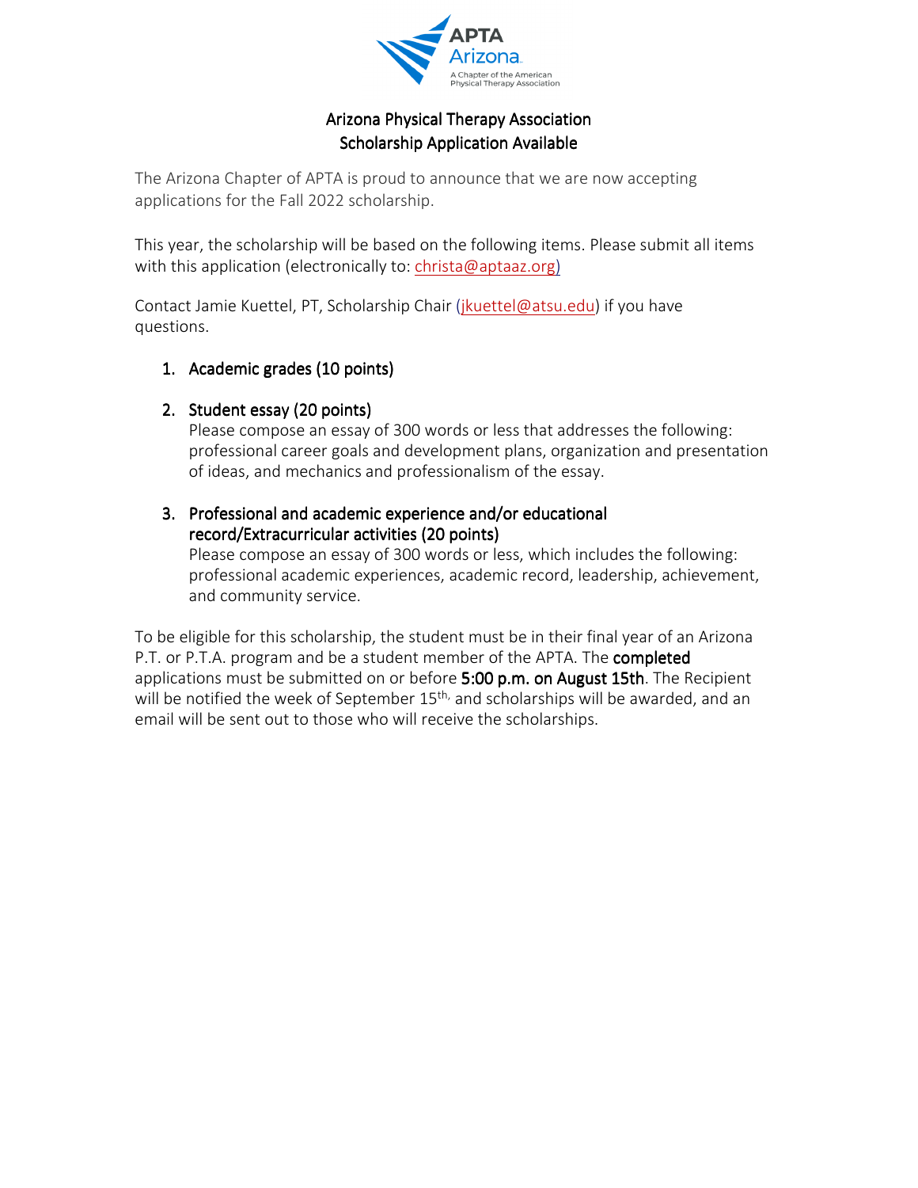# Arizona Physical Therapy Association
## Scholarship Application Available

The Arizona Chapter of APTA is proud to announce that we are now accepting applications for the Fall 2022 scholarship.

This year, the scholarship will be based on the following items. Please submit all items with this application (electronically to: christa@aptaaz.org)

Contact Jamie Kuettel, PT, Scholarship Chair (jkuettel@atsu.edu) if you have questions.

1. **Academic grades (10 points)**

2. **Student essay (20 points)**
   Please compose an essay of 300 words or less that addresses the following: professional career goals and development plans, organization and presentation of ideas, and mechanics and professionalism of the essay.

3. **Professional and academic experience and/or educational record/Extracurricular activities (20 points)**
   Please compose an essay of 300 words or less, which includes the following: professional academic experiences, academic record, leadership, achievement, and community service.

To be eligible for this scholarship, the student must be in their final year of an Arizona P.T. or P.T.A. program and be a student member of the APTA. The **completed** applications must be submitted on or before **5:00 p.m. on August 15th**. The Recipient will be notified the week of September 15th, and scholarships will be awarded, and an email will be sent out to those who will receive the scholarships.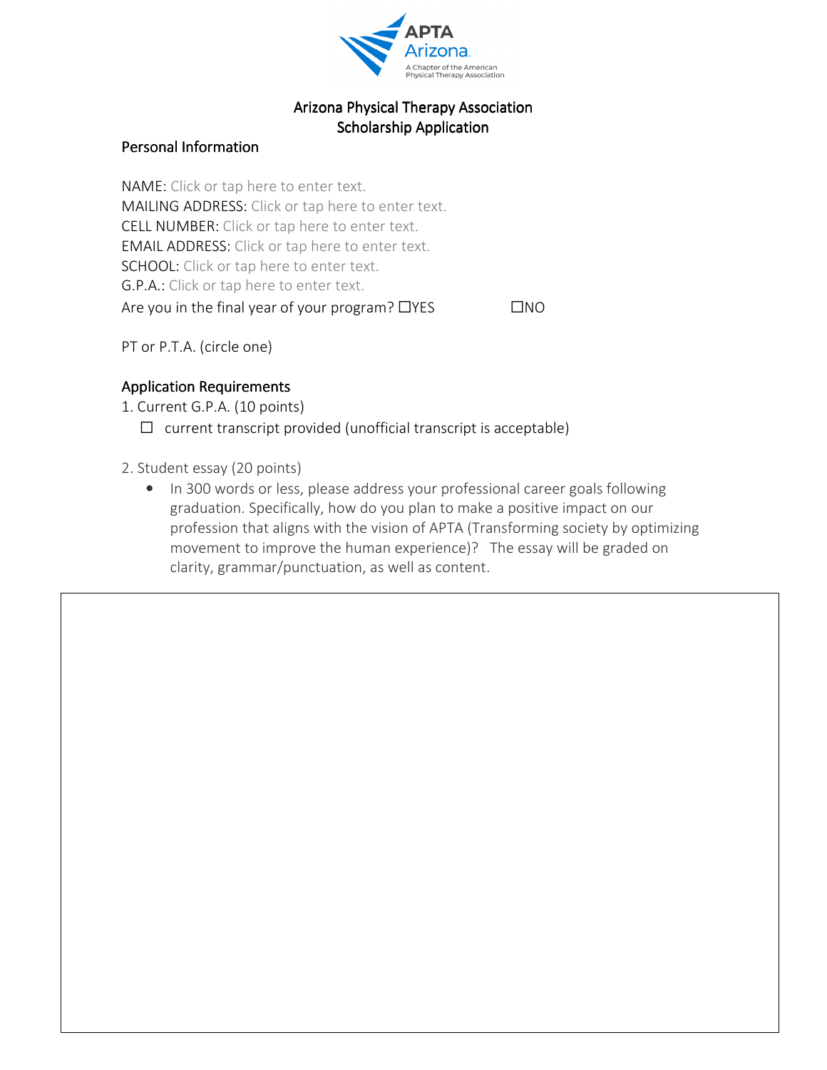# Arizona Physical Therapy Association
## Scholarship Application

### Personal Information

NAME: Click or tap here to enter text.
MAILING ADDRESS: Click or tap here to enter text.
CELL NUMBER: Click or tap here to enter text.
EMAIL ADDRESS: Click or tap here to enter text.
SCHOOL: Click or tap here to enter text.
G.P.A.: Click or tap here to enter text.
Are you in the final year of your program? ☐YES ☐NO

PT or P.T.A. (circle one)

### Application Requirements

1. Current G.P.A. (10 points)
   - ☐ current transcript provided (unofficial transcript is acceptable)

2. Student essay (20 points)
   - In 300 words or less, please address your professional career goals following graduation. Specifically, how do you plan to make a positive impact on our profession that aligns with the vision of APTA (Transforming society by optimizing movement to improve the human experience)? The essay will be graded on clarity, grammar/punctuation, as well as content.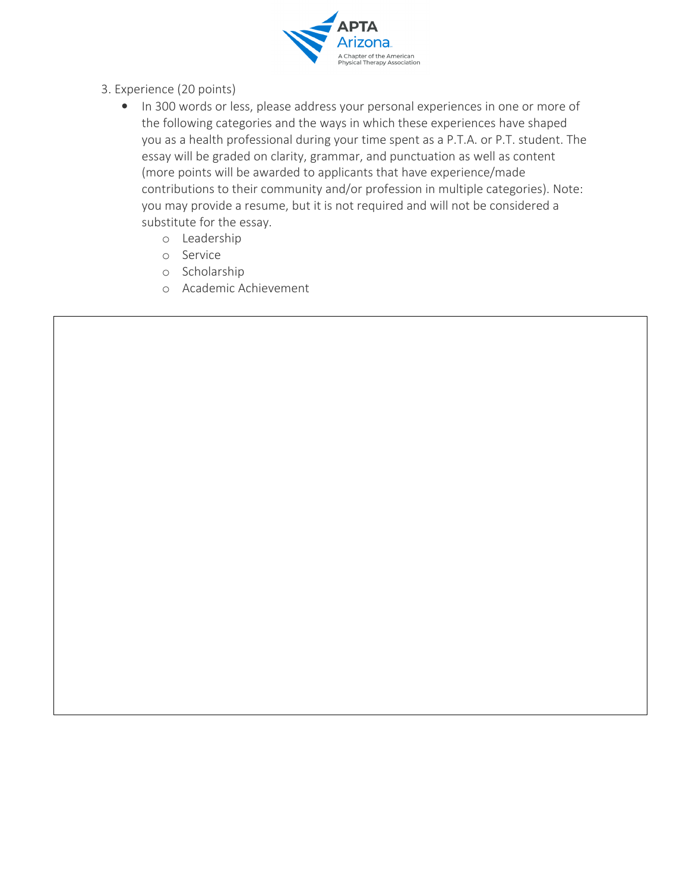3. Experience (20 points)
    - In 300 words or less, please address your personal experiences in one or more of the following categories and the ways in which these experiences have shaped you as a health professional during your time spent as a P.T.A. or P.T. student. The essay will be graded on clarity, grammar, and punctuation as well as content (more points will be awarded to applicants that have experience/made contributions to their community and/or profession in multiple categories). Note: you may provide a resume, but it is not required and will not be considered a substitute for the essay.
        - Leadership
        - Service
        - Scholarship
        - Academic Achievement